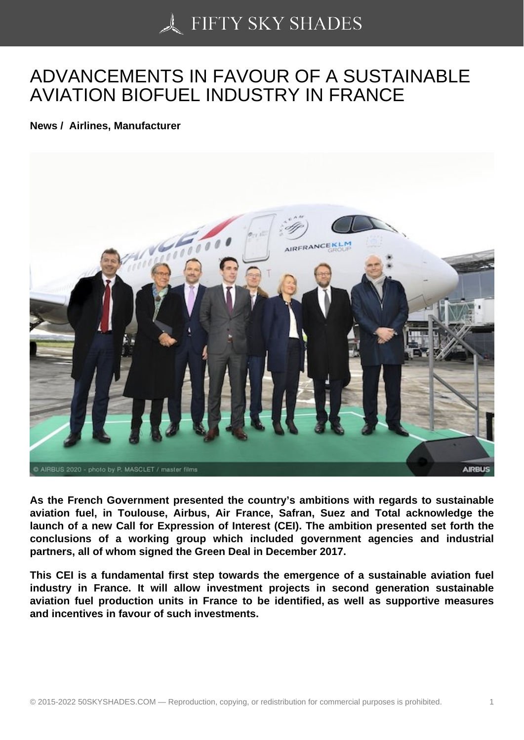# ADVANCEMENTS IN FAVOUR OF A SUSTAINABLE AVIATION BIOFUEL INDUSTRY IN FRANCE

**News / Airlines, Manufacturer**

**As the French Government presented the country's ambitions with regards to sustainable aviation fuel, in Toulouse, Airbus, Air France, Safran, Suez and Total acknowledge the launch of a new Call for Expression of Interest (CEI). The ambition presented set forth the conclusions of a working group which included government agencies and industrial partners, all of whom signed the Green Deal in December 2017.**

**This CEI is a fundamental first step towards the emergence of a sustainable aviation fuel industry in France. It will allow investment projects in second generation sustainable aviation fuel production units in France to be identified, as well as supportive measures and incentives in favour of such investments.**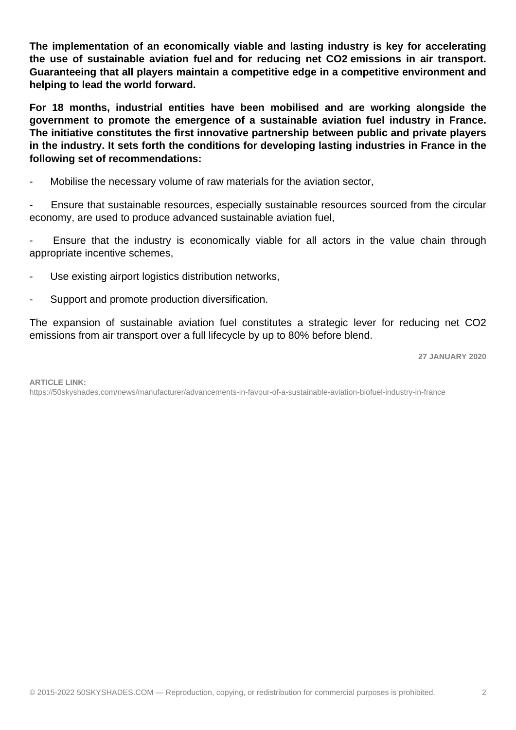**The implementation of an economically viable and lasting industry is key for accelerating the use of sustainable aviation fuel and for reducing net $CO_2$ emissions in air transport. Guaranteeing that all players maintain a competitive edge in a competitive environment and helping to lead the world forward.**

**For 18 months, industrial entities have been mobilised and are working alongside the government to promote the emergence of a sustainable aviation fuel industry in France. The initiative constitutes the first innovative partnership between public and private players in the industry. It sets forth the conditions for developing lasting industries in France in the following set of recommendations:**

- Mobilise the necessary volume of raw materials for the aviation sector,
- Ensure that sustainable resources, especially sustainable resources sourced from the circular economy, are used to produce advanced sustainable aviation fuel,
- Ensure that the industry is economically viable for all actors in the value chain through appropriate incentive schemes,
- Use existing airport logistics distribution networks,
- Support and promote production diversification.

The expansion of sustainable aviation fuel constitutes a strategic lever for reducing net $CO_2$ emissions from air transport over a full lifecycle by up to 80% before blend.

**27 JANUARY 2020**

**ARTICLE LINK:**
https://50skyshades.com/news/manufacturer/advancements-in-favour-of-a-sustainable-aviation-biofuel-industry-in-france